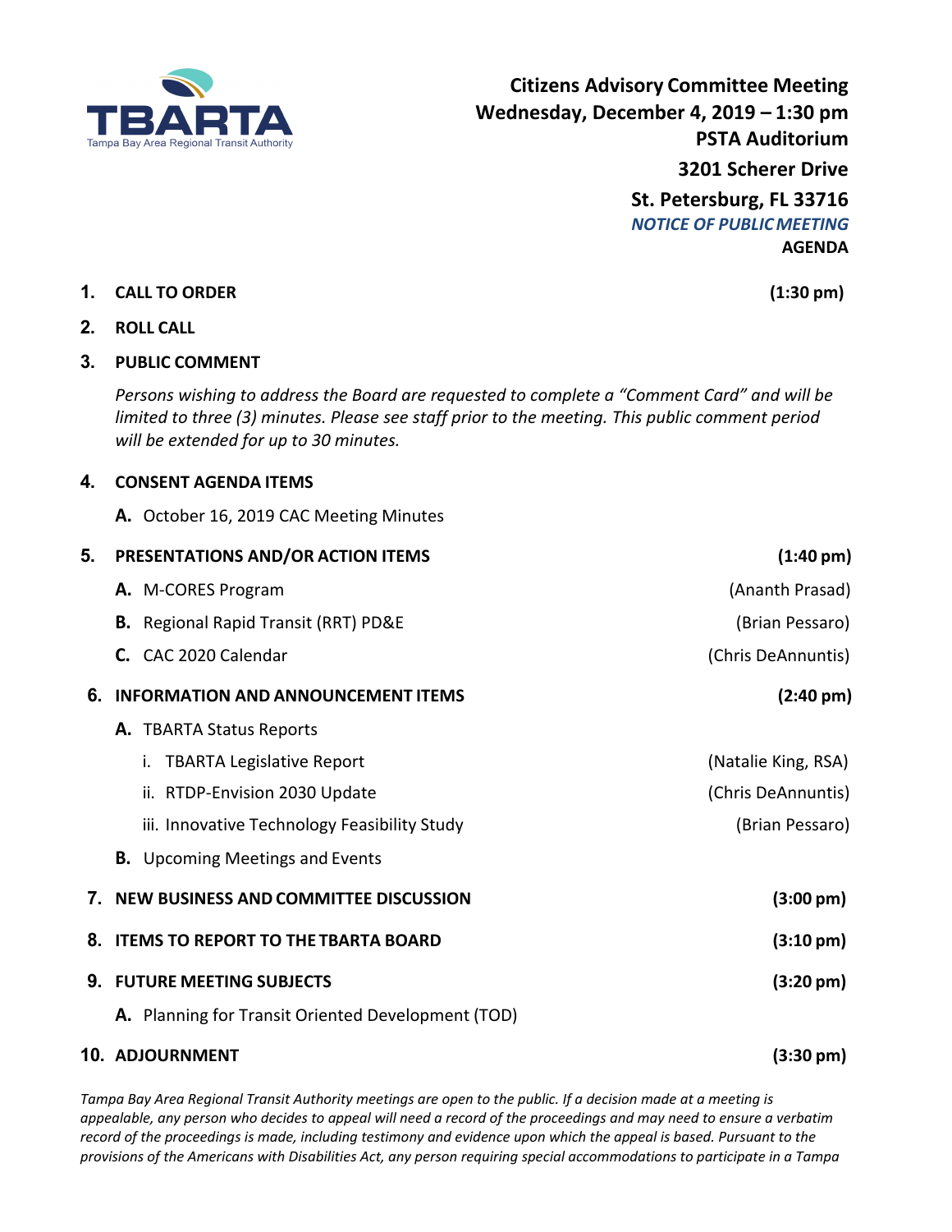TBARTA
Tampa Bay Area Regional Transit Authority

**Citizens Advisory Committee Meeting**
**Wednesday, December 4, 2019 – 1:30 pm**
**PSTA Auditorium**
**3201 Scherer Drive**
**St. Petersburg, FL 33716**
***NOTICE OF PUBLIC MEETING***
**AGENDA**

**1. CALL TO ORDER** **(1:30 pm)**

**2. ROLL CALL**

**3. PUBLIC COMMENT**

*Persons wishing to address the Board are requested to complete a "Comment Card" and will be limited to three (3) minutes. Please see staff prior to the meeting. This public comment period will be extended for up to 30 minutes.*

**4. CONSENT AGENDA ITEMS**

**A.** October 16, 2019 CAC Meeting Minutes

**5. PRESENTATIONS AND/OR ACTION ITEMS** **(1:40 pm)**

**A.** M-CORES Program (Ananth Prasad)

**B.** Regional Rapid Transit (RRT) PD&E (Brian Pessaro)

**C.** CAC 2020 Calendar (Chris DeAnnuntis)

**6. INFORMATION AND ANNOUNCEMENT ITEMS** **(2:40 pm)**

**A.** TBARTA Status Reports

i. TBARTA Legislative Report (Natalie King, RSA)

ii. RTDP-Envision 2030 Update (Chris DeAnnuntis)

iii. Innovative Technology Feasibility Study (Brian Pessaro)

**B.** Upcoming Meetings and Events

**7. NEW BUSINESS AND COMMITTEE DISCUSSION** **(3:00 pm)**

**8. ITEMS TO REPORT TO THE TBARTA BOARD** **(3:10 pm)**

**9. FUTURE MEETING SUBJECTS** **(3:20 pm)**

**A.** Planning for Transit Oriented Development (TOD)

**10. ADJOURNMENT** **(3:30 pm)**

*Tampa Bay Area Regional Transit Authority meetings are open to the public. If a decision made at a meeting is appealable, any person who decides to appeal will need a record of the proceedings and may need to ensure a verbatim record of the proceedings is made, including testimony and evidence upon which the appeal is based. Pursuant to the provisions of the Americans with Disabilities Act, any person requiring special accommodations to participate in a Tampa*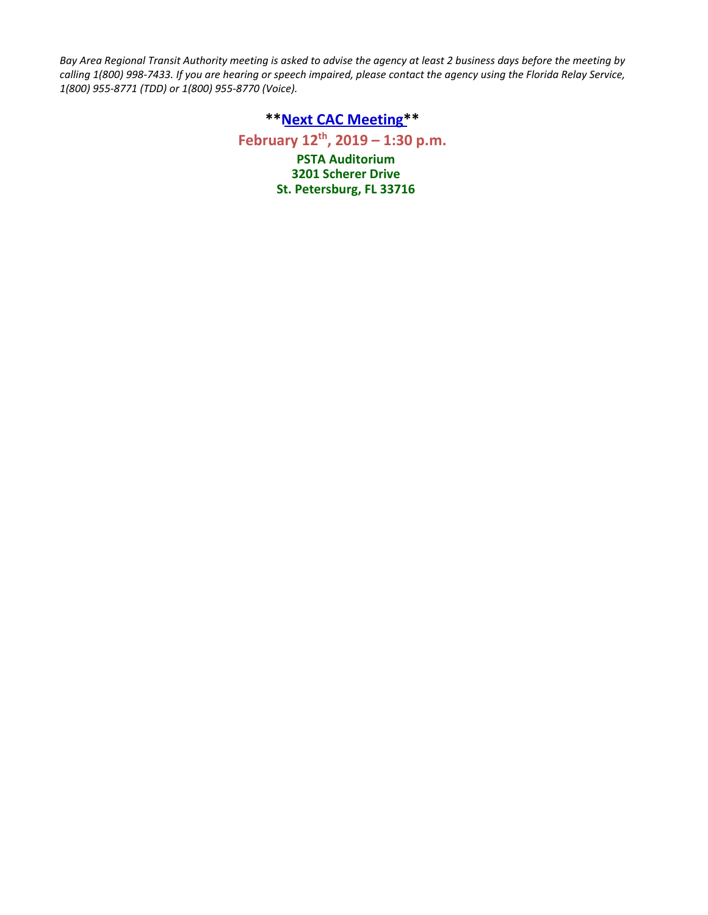*Bay Area Regional Transit Authority meeting is asked to advise the agency at least 2 business days before the meeting by calling 1(800) 998-7433. If you are hearing or speech impaired, please contact the agency using the Florida Relay Service, 1(800) 955-8771 (TDD) or 1(800) 955-8770 (Voice).*

**\*\*Next CAC Meeting\*\***

**February 12th, 2019 – 1:30 p.m.**

**PSTA Auditorium**
**3201 Scherer Drive**
**St. Petersburg, FL 33716**